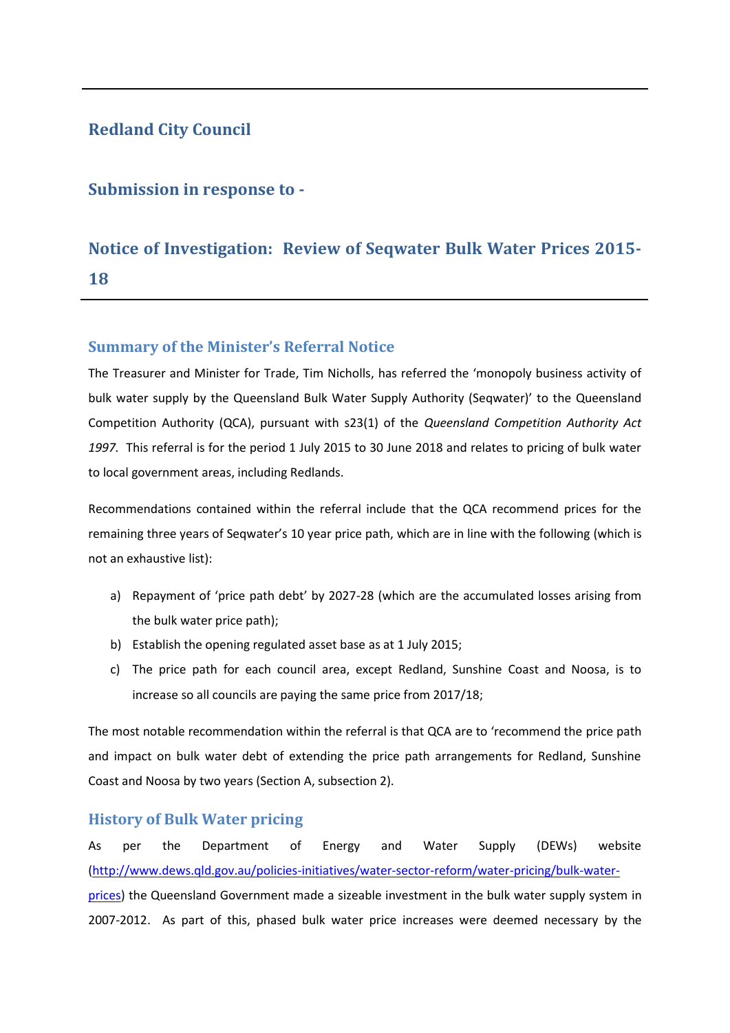# Redland City Council

## Submission in response to -

## Notice of Investigation: Review of Seqwater Bulk Water Prices 2015-18

### Summary of the Minister's Referral Notice

The Treasurer and Minister for Trade, Tim Nicholls, has referred the 'monopoly business activity of bulk water supply by the Queensland Bulk Water Supply Authority (Seqwater)' to the Queensland Competition Authority (QCA), pursuant with s23(1) of the *Queensland Competition Authority Act 1997.* This referral is for the period 1 July 2015 to 30 June 2018 and relates to pricing of bulk water to local government areas, including Redlands.

Recommendations contained within the referral include that the QCA recommend prices for the remaining three years of Seqwater's 10 year price path, which are in line with the following (which is not an exhaustive list):

a) Repayment of 'price path debt' by 2027-28 (which are the accumulated losses arising from the bulk water price path);
b) Establish the opening regulated asset base as at 1 July 2015;
c) The price path for each council area, except Redland, Sunshine Coast and Noosa, is to increase so all councils are paying the same price from 2017/18;

The most notable recommendation within the referral is that QCA are to 'recommend the price path and impact on bulk water debt of extending the price path arrangements for Redland, Sunshine Coast and Noosa by two years (Section A, subsection 2).

### History of Bulk Water pricing

As per the Department of Energy and Water Supply (DEWs) website (http://www.dews.qld.gov.au/policies-initiatives/water-sector-reform/water-pricing/bulk-water-prices) the Queensland Government made a sizeable investment in the bulk water supply system in 2007-2012. As part of this, phased bulk water price increases were deemed necessary by the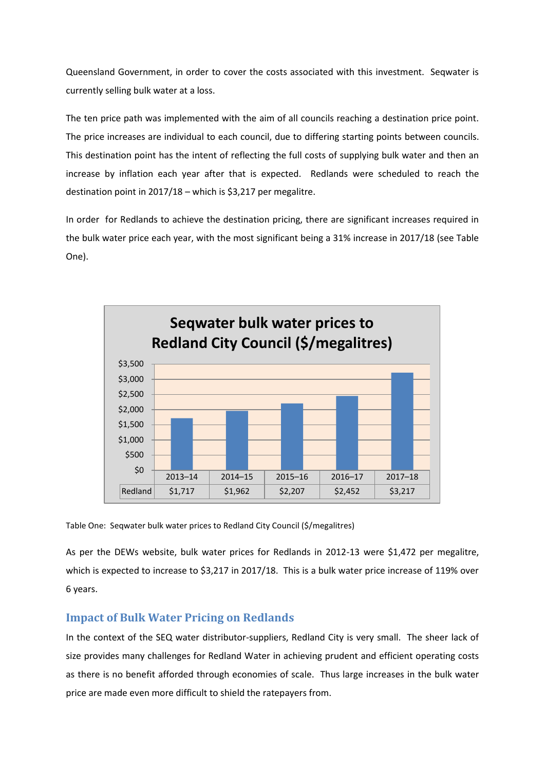Queensland Government, in order to cover the costs associated with this investment. Seqwater is currently selling bulk water at a loss.

The ten price path was implemented with the aim of all councils reaching a destination price point. The price increases are individual to each council, due to differing starting points between councils. This destination point has the intent of reflecting the full costs of supplying bulk water and then an increase by inflation each year after that is expected. Redlands were scheduled to reach the destination point in 2017/18 – which is $3,217 per megalitre.

In order for Redlands to achieve the destination pricing, there are significant increases required in the bulk water price each year, with the most significant being a 31% increase in 2017/18 (see Table One).

**Seqwater bulk water prices to Redland City Council ($/megalitres)**

| | 2013–14 | 2014–15 | 2015–16 | 2016–17 | 2017–18 |
|---|---|---|---|---|---|
| Redland | $1,717 | $1,962 | $2,207 | $2,452 | $3,217 |

Table One: Seqwater bulk water prices to Redland City Council ($/megalitres)

As per the DEWs website, bulk water prices for Redlands in 2012-13 were $1,472 per megalitre, which is expected to increase to $3,217 in 2017/18. This is a bulk water price increase of 119% over 6 years.

## Impact of Bulk Water Pricing on Redlands

In the context of the SEQ water distributor-suppliers, Redland City is very small. The sheer lack of size provides many challenges for Redland Water in achieving prudent and efficient operating costs as there is no benefit afforded through economies of scale. Thus large increases in the bulk water price are made even more difficult to shield the ratepayers from.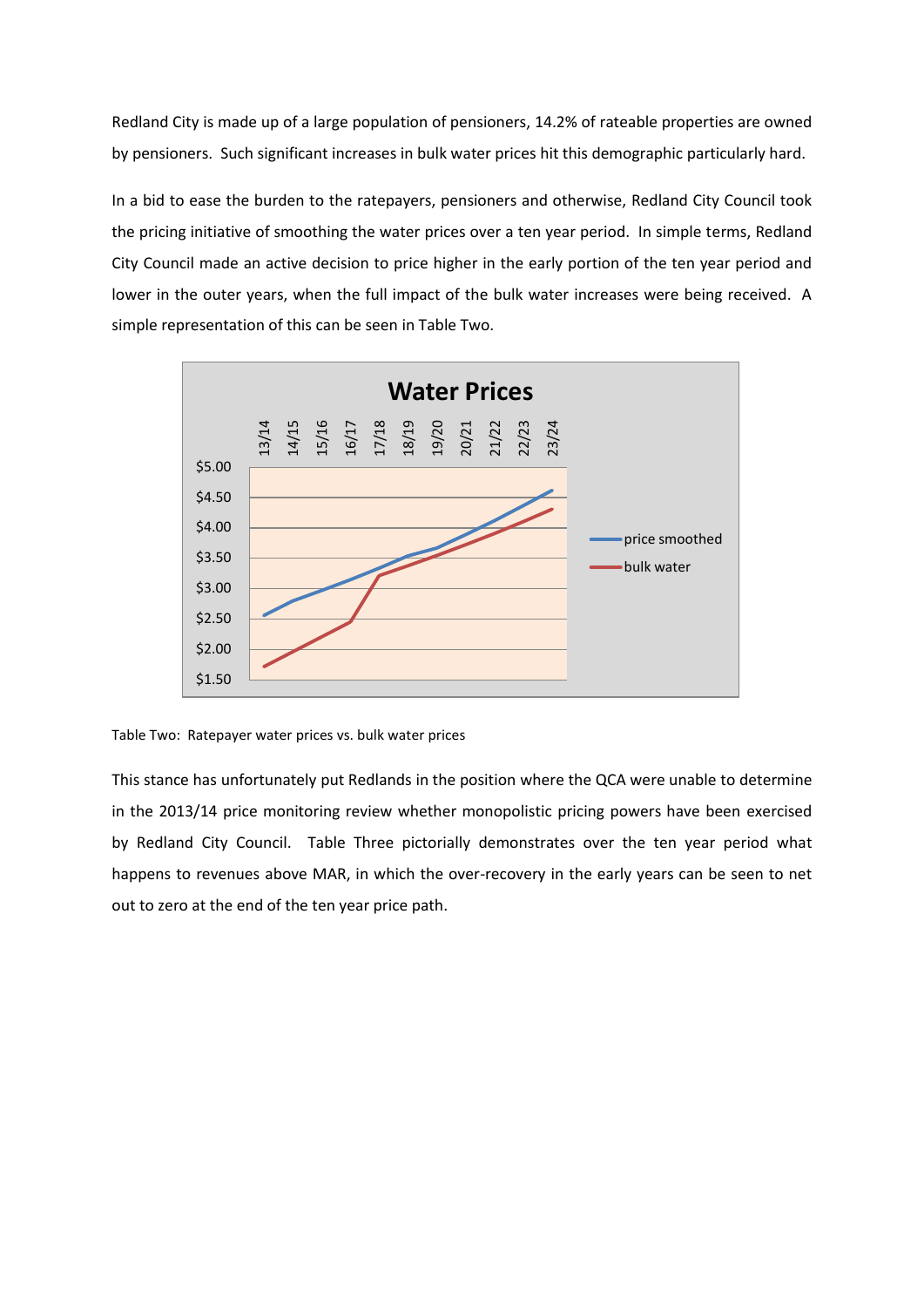Redland City is made up of a large population of pensioners, 14.2% of rateable properties are owned by pensioners. Such significant increases in bulk water prices hit this demographic particularly hard.

In a bid to ease the burden to the ratepayers, pensioners and otherwise, Redland City Council took the pricing initiative of smoothing the water prices over a ten year period. In simple terms, Redland City Council made an active decision to price higher in the early portion of the ten year period and lower in the outer years, when the full impact of the bulk water increases were being received. A simple representation of this can be seen in Table Two.

Table Two: Ratepayer water prices vs. bulk water prices

This stance has unfortunately put Redlands in the position where the QCA were unable to determine in the 2013/14 price monitoring review whether monopolistic pricing powers have been exercised by Redland City Council. Table Three pictorially demonstrates over the ten year period what happens to revenues above MAR, in which the over-recovery in the early years can be seen to net out to zero at the end of the ten year price path.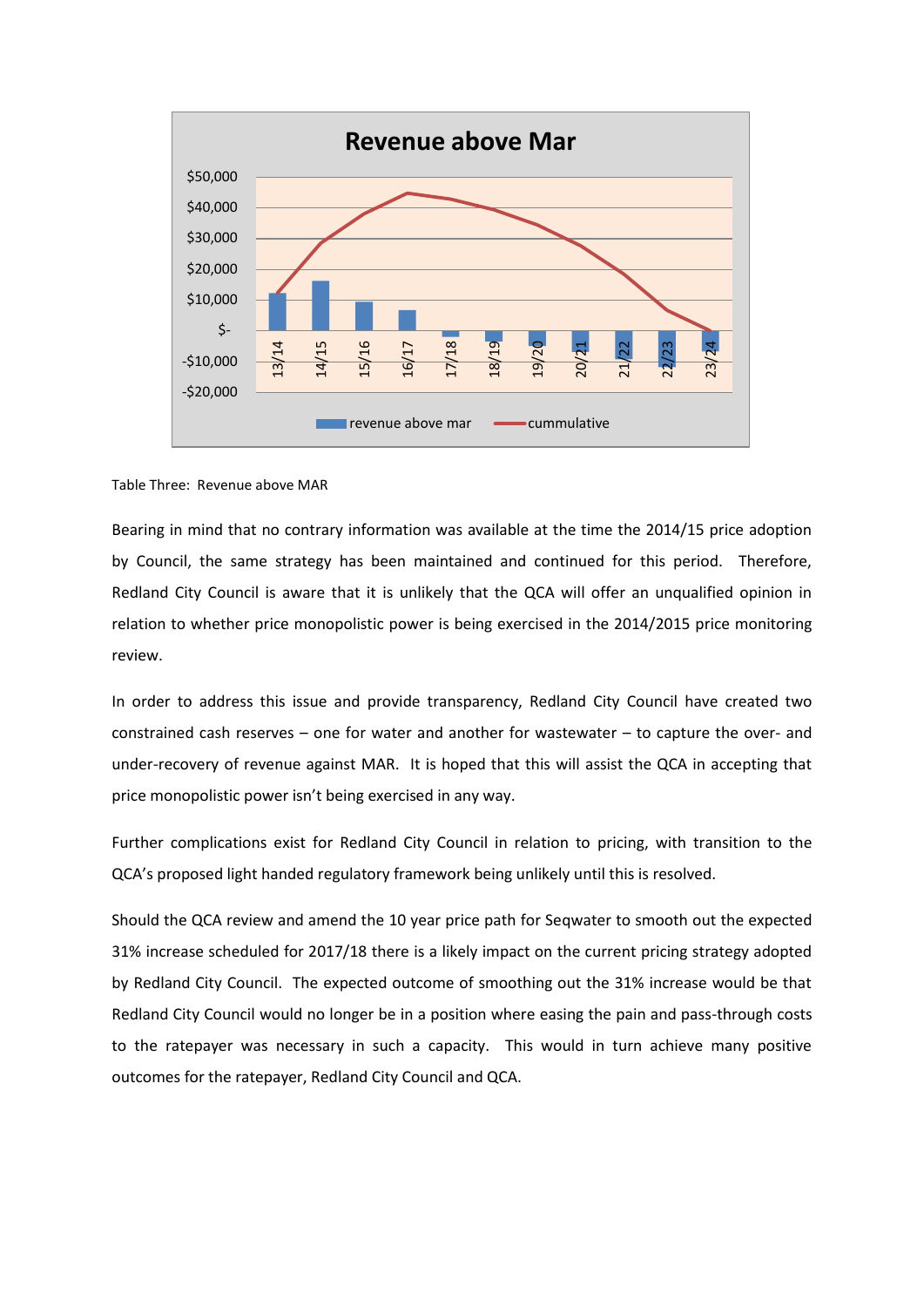Table Three: Revenue above MAR

Bearing in mind that no contrary information was available at the time the 2014/15 price adoption by Council, the same strategy has been maintained and continued for this period. Therefore, Redland City Council is aware that it is unlikely that the QCA will offer an unqualified opinion in relation to whether price monopolistic power is being exercised in the 2014/2015 price monitoring review.

In order to address this issue and provide transparency, Redland City Council have created two constrained cash reserves – one for water and another for wastewater – to capture the over- and under-recovery of revenue against MAR. It is hoped that this will assist the QCA in accepting that price monopolistic power isn't being exercised in any way.

Further complications exist for Redland City Council in relation to pricing, with transition to the QCA's proposed light handed regulatory framework being unlikely until this is resolved.

Should the QCA review and amend the 10 year price path for Seqwater to smooth out the expected 31% increase scheduled for 2017/18 there is a likely impact on the current pricing strategy adopted by Redland City Council. The expected outcome of smoothing out the 31% increase would be that Redland City Council would no longer be in a position where easing the pain and pass-through costs to the ratepayer was necessary in such a capacity. This would in turn achieve many positive outcomes for the ratepayer, Redland City Council and QCA.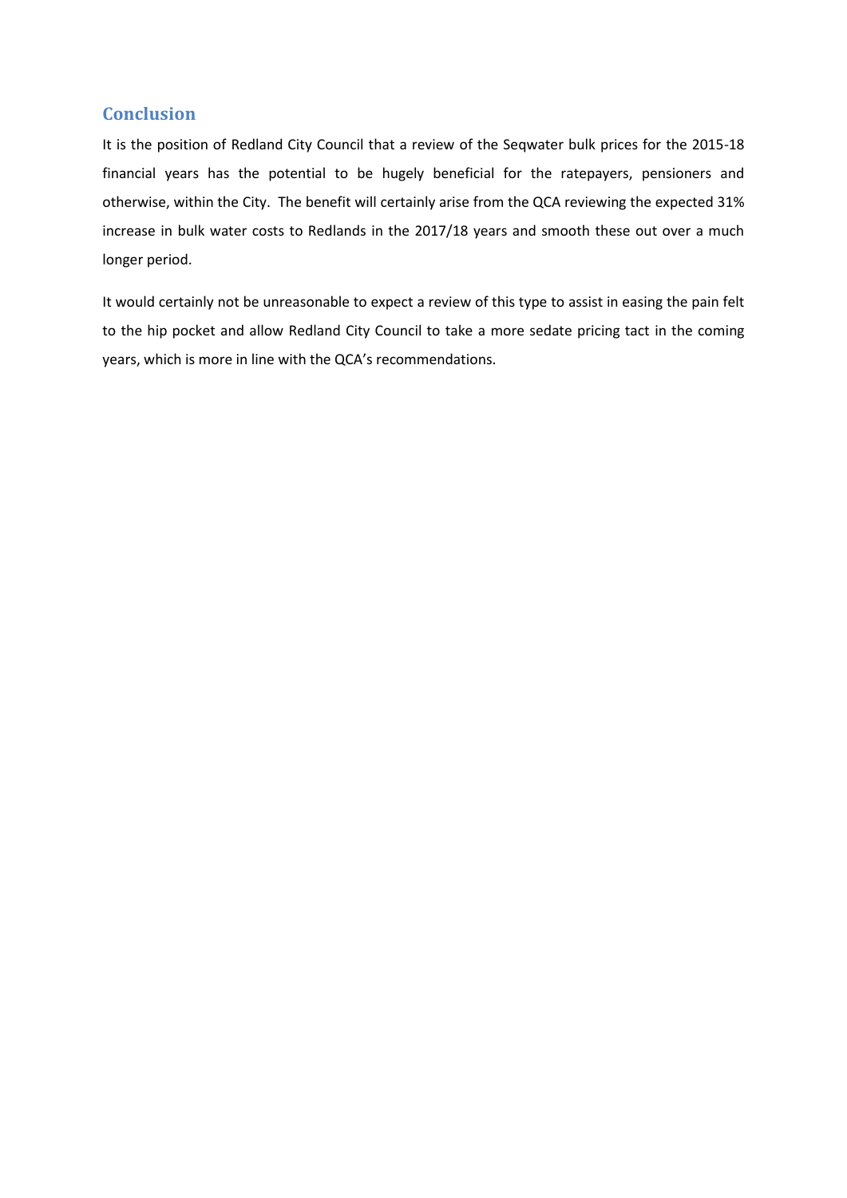## Conclusion

It is the position of Redland City Council that a review of the Seqwater bulk prices for the 2015-18 financial years has the potential to be hugely beneficial for the ratepayers, pensioners and otherwise, within the City. The benefit will certainly arise from the QCA reviewing the expected 31% increase in bulk water costs to Redlands in the 2017/18 years and smooth these out over a much longer period.

It would certainly not be unreasonable to expect a review of this type to assist in easing the pain felt to the hip pocket and allow Redland City Council to take a more sedate pricing tact in the coming years, which is more in line with the QCA's recommendations.